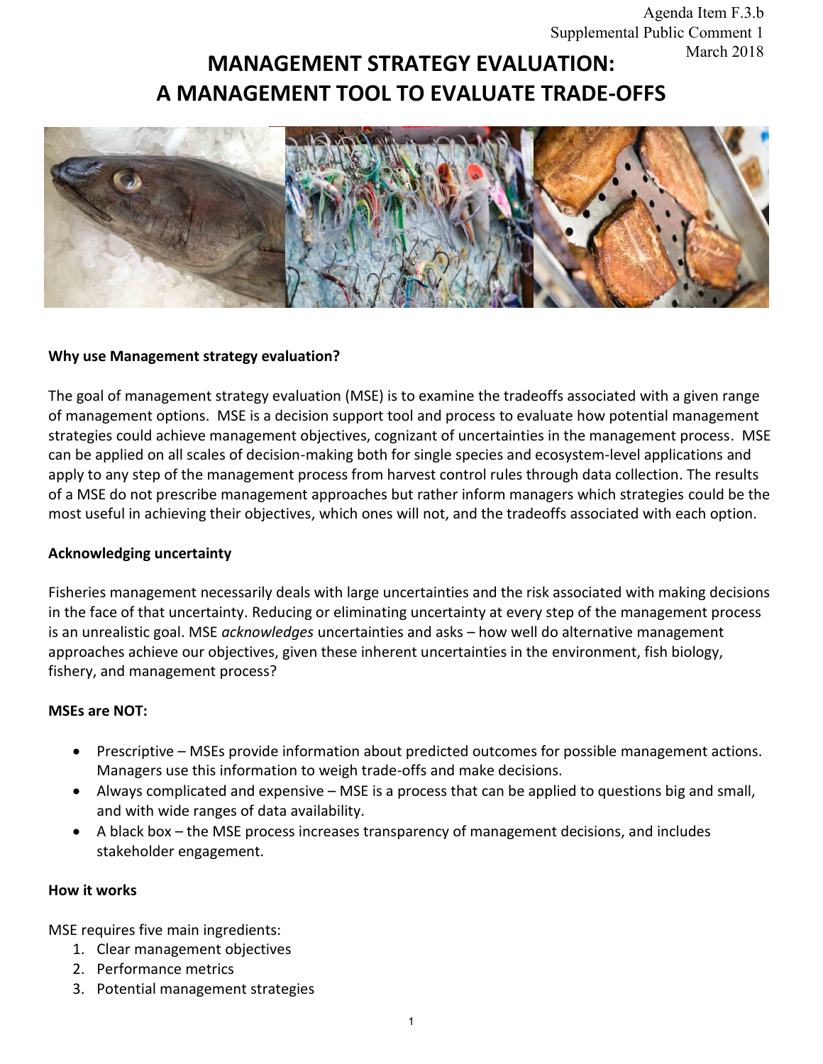Agenda Item F.3.b
Supplemental Public Comment 1
March 2018

# MANAGEMENT STRATEGY EVALUATION: A MANAGEMENT TOOL TO EVALUATE TRADE-OFFS

### Why use Management strategy evaluation?

The goal of management strategy evaluation (MSE) is to examine the tradeoffs associated with a given range of management options. MSE is a decision support tool and process to evaluate how potential management strategies could achieve management objectives, cognizant of uncertainties in the management process. MSE can be applied on all scales of decision-making both for single species and ecosystem-level applications and apply to any step of the management process from harvest control rules through data collection. The results of a MSE do not prescribe management approaches but rather inform managers which strategies could be the most useful in achieving their objectives, which ones will not, and the tradeoffs associated with each option.

### Acknowledging uncertainty

Fisheries management necessarily deals with large uncertainties and the risk associated with making decisions in the face of that uncertainty. Reducing or eliminating uncertainty at every step of the management process is an unrealistic goal. MSE *acknowledges* uncertainties and asks – how well do alternative management approaches achieve our objectives, given these inherent uncertainties in the environment, fish biology, fishery, and management process?

### MSEs are NOT:

- Prescriptive – MSEs provide information about predicted outcomes for possible management actions. Managers use this information to weigh trade-offs and make decisions.
- Always complicated and expensive – MSE is a process that can be applied to questions big and small, and with wide ranges of data availability.
- A black box – the MSE process increases transparency of management decisions, and includes stakeholder engagement.

### How it works

MSE requires five main ingredients:

1. Clear management objectives
2. Performance metrics
3. Potential management strategies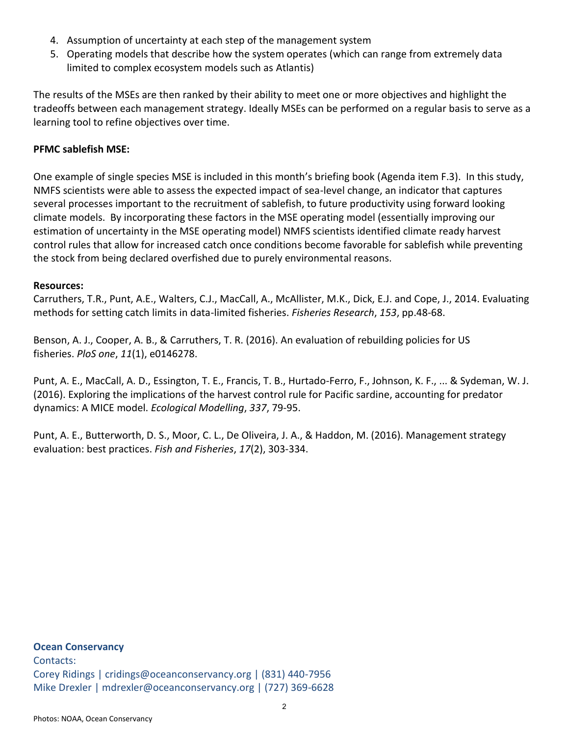4. Assumption of uncertainty at each step of the management system
5. Operating models that describe how the system operates (which can range from extremely data limited to complex ecosystem models such as Atlantis)

The results of the MSEs are then ranked by their ability to meet one or more objectives and highlight the tradeoffs between each management strategy. Ideally MSEs can be performed on a regular basis to serve as a learning tool to refine objectives over time.

**PFMC sablefish MSE:**

One example of single species MSE is included in this month's briefing book (Agenda item F.3). In this study, NMFS scientists were able to assess the expected impact of sea-level change, an indicator that captures several processes important to the recruitment of sablefish, to future productivity using forward looking climate models. By incorporating these factors in the MSE operating model (essentially improving our estimation of uncertainty in the MSE operating model) NMFS scientists identified climate ready harvest control rules that allow for increased catch once conditions become favorable for sablefish while preventing the stock from being declared overfished due to purely environmental reasons.

**Resources:**

Carruthers, T.R., Punt, A.E., Walters, C.J., MacCall, A., McAllister, M.K., Dick, E.J. and Cope, J., 2014. Evaluating methods for setting catch limits in data-limited fisheries. *Fisheries Research*, *153*, pp.48-68.

Benson, A. J., Cooper, A. B., & Carruthers, T. R. (2016). An evaluation of rebuilding policies for US fisheries. *PloS one*, *11*(1), e0146278.

Punt, A. E., MacCall, A. D., Essington, T. E., Francis, T. B., Hurtado-Ferro, F., Johnson, K. F., ... & Sydeman, W. J. (2016). Exploring the implications of the harvest control rule for Pacific sardine, accounting for predator dynamics: A MICE model. *Ecological Modelling*, *337*, 79-95.

Punt, A. E., Butterworth, D. S., Moor, C. L., De Oliveira, J. A., & Haddon, M. (2016). Management strategy evaluation: best practices. *Fish and Fisheries*, *17*(2), 303-334.

**Ocean Conservancy**

Contacts:

Corey Ridings | cridings@oceanconservancy.org | (831) 440-7956

Mike Drexler | mdrexler@oceanconservancy.org | (727) 369-6628

Photos: NOAA, Ocean Conservancy